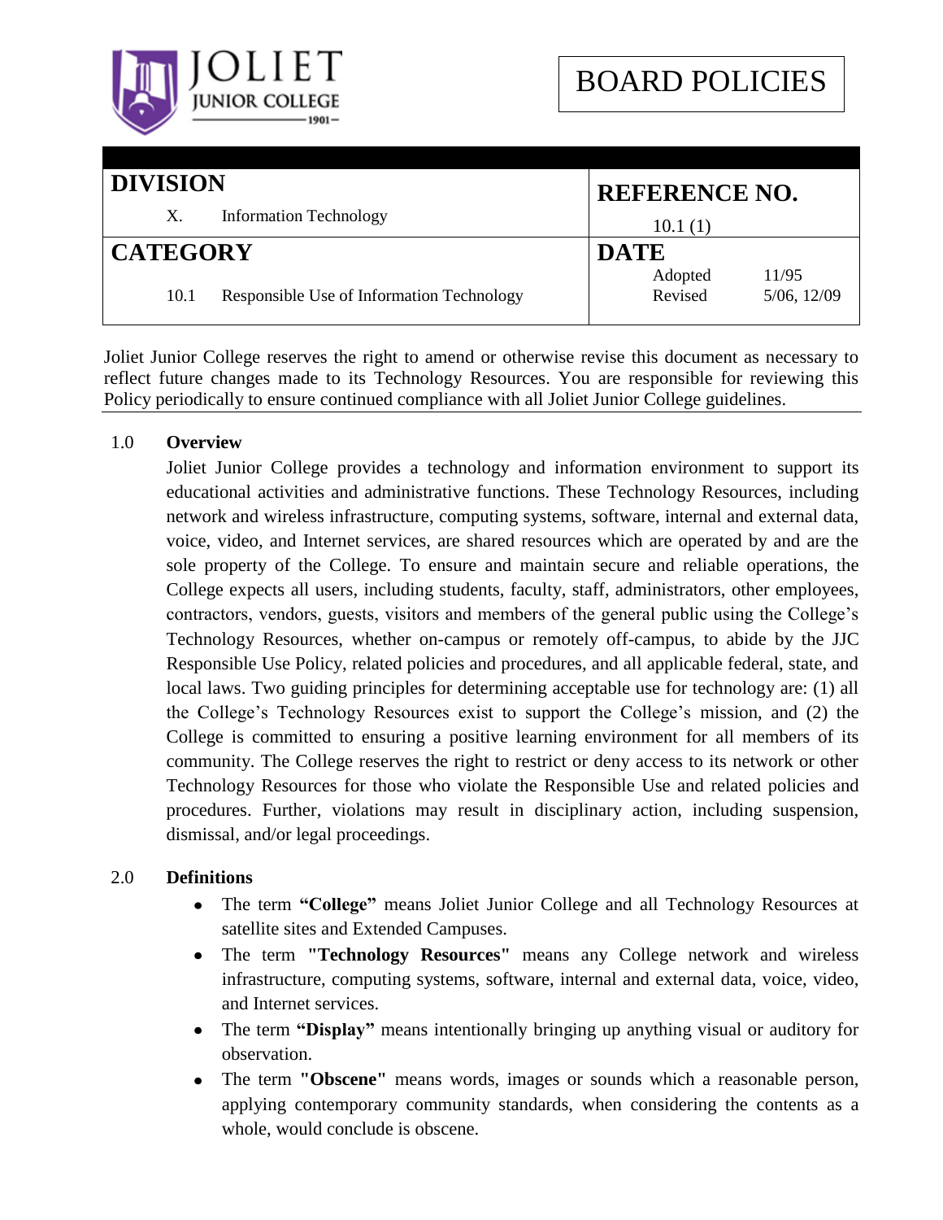JOLIET JUNIOR COLLEGE 1901

# BOARD POLICIES

| DIVISION | REFERENCE NO. |
|---|---|
| X. Information Technology | 10.1 (1) |
| **CATEGORY** | **DATE** |
| 10.1 Responsible Use of Information Technology | Adopted 11/95<br>Revised 5/06, 12/09 |

Joliet Junior College reserves the right to amend or otherwise revise this document as necessary to reflect future changes made to its Technology Resources. You are responsible for reviewing this Policy periodically to ensure continued compliance with all Joliet Junior College guidelines.

## 1.0 Overview

Joliet Junior College provides a technology and information environment to support its educational activities and administrative functions. These Technology Resources, including network and wireless infrastructure, computing systems, software, internal and external data, voice, video, and Internet services, are shared resources which are operated by and are the sole property of the College. To ensure and maintain secure and reliable operations, the College expects all users, including students, faculty, staff, administrators, other employees, contractors, vendors, guests, visitors and members of the general public using the College's Technology Resources, whether on-campus or remotely off-campus, to abide by the JJC Responsible Use Policy, related policies and procedures, and all applicable federal, state, and local laws. Two guiding principles for determining acceptable use for technology are: (1) all the College's Technology Resources exist to support the College's mission, and (2) the College is committed to ensuring a positive learning environment for all members of its community. The College reserves the right to restrict or deny access to its network or other Technology Resources for those who violate the Responsible Use and related policies and procedures. Further, violations may result in disciplinary action, including suspension, dismissal, and/or legal proceedings.

## 2.0 Definitions

- The term **"College"** means Joliet Junior College and all Technology Resources at satellite sites and Extended Campuses.
- The term **"Technology Resources"** means any College network and wireless infrastructure, computing systems, software, internal and external data, voice, video, and Internet services.
- The term **"Display"** means intentionally bringing up anything visual or auditory for observation.
- The term **"Obscene"** means words, images or sounds which a reasonable person, applying contemporary community standards, when considering the contents as a whole, would conclude is obscene.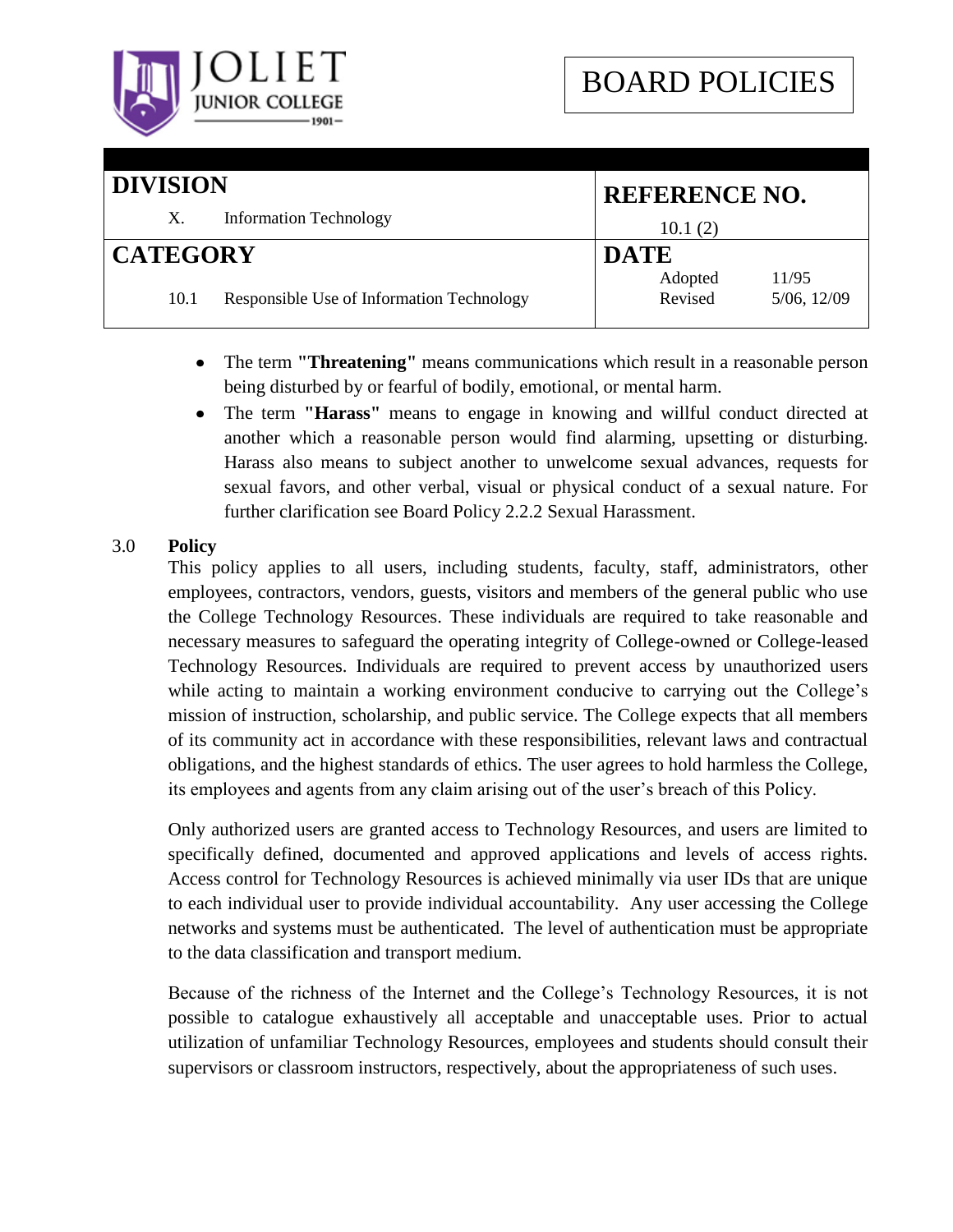- The term **"Threatening"** means communications which result in a reasonable person being disturbed by or fearful of bodily, emotional, or mental harm.
- The term **"Harass"** means to engage in knowing and willful conduct directed at another which a reasonable person would find alarming, upsetting or disturbing. Harass also means to subject another to unwelcome sexual advances, requests for sexual favors, and other verbal, visual or physical conduct of a sexual nature. For further clarification see Board Policy 2.2.2 Sexual Harassment.

## 3.0 Policy

This policy applies to all users, including students, faculty, staff, administrators, other employees, contractors, vendors, guests, visitors and members of the general public who use the College Technology Resources. These individuals are required to take reasonable and necessary measures to safeguard the operating integrity of College-owned or College-leased Technology Resources. Individuals are required to prevent access by unauthorized users while acting to maintain a working environment conducive to carrying out the College's mission of instruction, scholarship, and public service. The College expects that all members of its community act in accordance with these responsibilities, relevant laws and contractual obligations, and the highest standards of ethics. The user agrees to hold harmless the College, its employees and agents from any claim arising out of the user's breach of this Policy.

Only authorized users are granted access to Technology Resources, and users are limited to specifically defined, documented and approved applications and levels of access rights. Access control for Technology Resources is achieved minimally via user IDs that are unique to each individual user to provide individual accountability. Any user accessing the College networks and systems must be authenticated. The level of authentication must be appropriate to the data classification and transport medium.

Because of the richness of the Internet and the College's Technology Resources, it is not possible to catalogue exhaustively all acceptable and unacceptable uses. Prior to actual utilization of unfamiliar Technology Resources, employees and students should consult their supervisors or classroom instructors, respectively, about the appropriateness of such uses.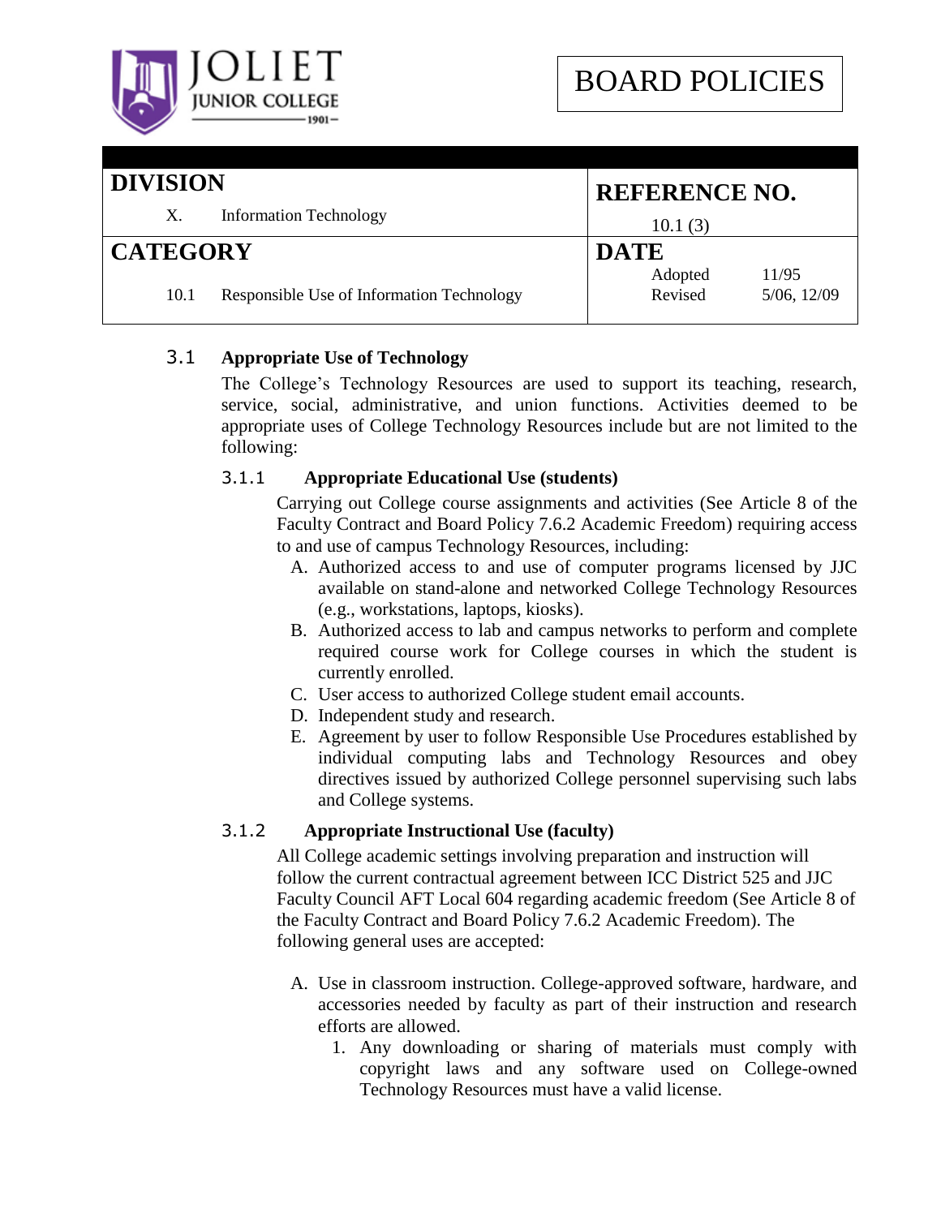**BOARD POLICIES**

| **DIVISION** | **REFERENCE NO.** |
|---|---|
| X. Information Technology | 10.1 (3) |
| **CATEGORY** | **DATE** |
| 10.1 Responsible Use of Information Technology | Adopted 11/95<br>Revised 5/06, 12/09 |

### 3.1 Appropriate Use of Technology

The College's Technology Resources are used to support its teaching, research, service, social, administrative, and union functions. Activities deemed to be appropriate uses of College Technology Resources include but are not limited to the following:

#### 3.1.1 Appropriate Educational Use (students)

Carrying out College course assignments and activities (See Article 8 of the Faculty Contract and Board Policy 7.6.2 Academic Freedom) requiring access to and use of campus Technology Resources, including:

A. Authorized access to and use of computer programs licensed by JJC available on stand-alone and networked College Technology Resources (e.g., workstations, laptops, kiosks).
B. Authorized access to lab and campus networks to perform and complete required course work for College courses in which the student is currently enrolled.
C. User access to authorized College student email accounts.
D. Independent study and research.
E. Agreement by user to follow Responsible Use Procedures established by individual computing labs and Technology Resources and obey directives issued by authorized College personnel supervising such labs and College systems.

#### 3.1.2 Appropriate Instructional Use (faculty)

All College academic settings involving preparation and instruction will follow the current contractual agreement between ICC District 525 and JJC Faculty Council AFT Local 604 regarding academic freedom (See Article 8 of the Faculty Contract and Board Policy 7.6.2 Academic Freedom). The following general uses are accepted:

A. Use in classroom instruction. College-approved software, hardware, and accessories needed by faculty as part of their instruction and research efforts are allowed.
   1. Any downloading or sharing of materials must comply with copyright laws and any software used on College-owned Technology Resources must have a valid license.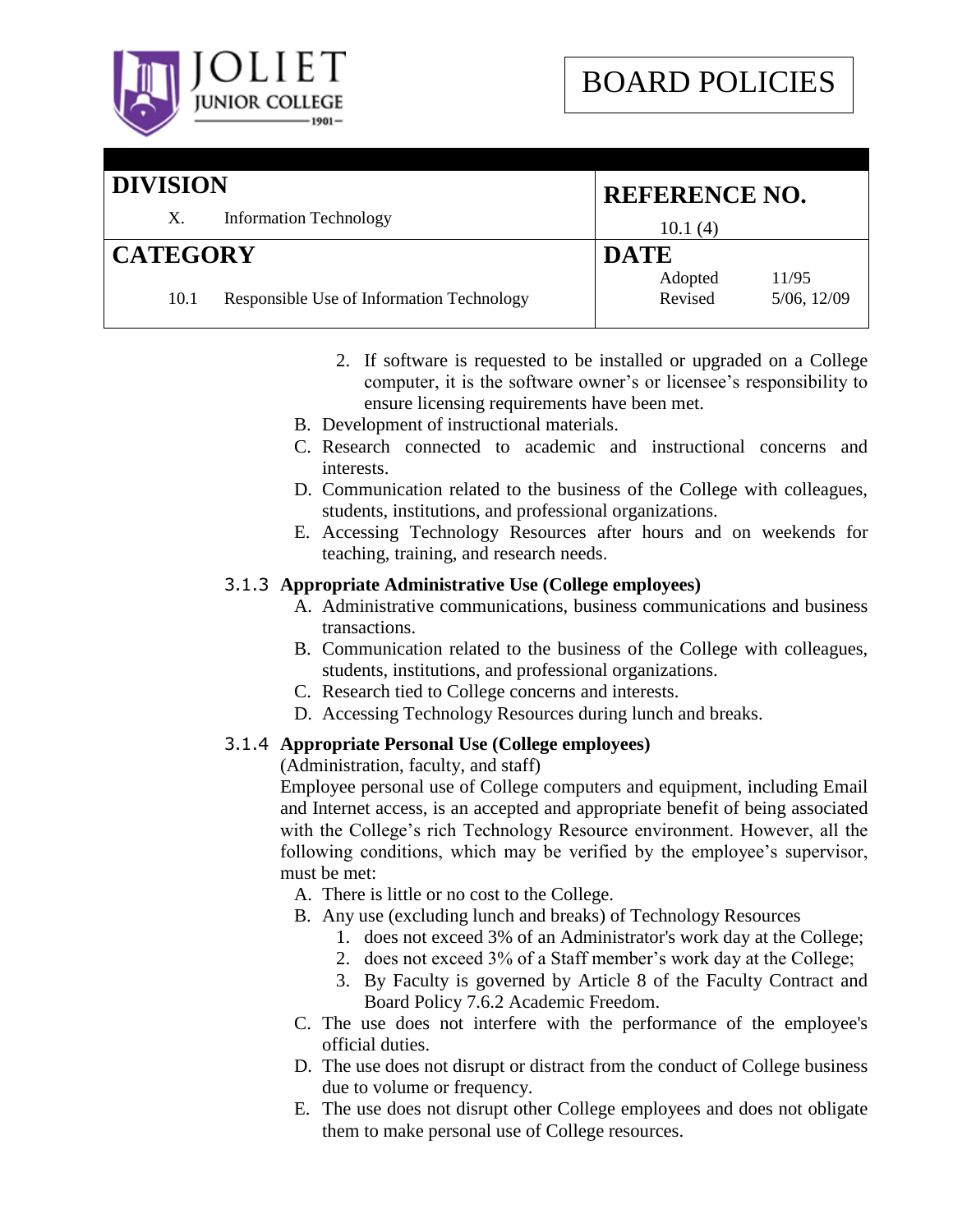2. If software is requested to be installed or upgraded on a College computer, it is the software owner's or licensee's responsibility to ensure licensing requirements have been met.

B. Development of instructional materials.

C. Research connected to academic and instructional concerns and interests.

D. Communication related to the business of the College with colleagues, students, institutions, and professional organizations.

E. Accessing Technology Resources after hours and on weekends for teaching, training, and research needs.

### 3.1.3 Appropriate Administrative Use (College employees)

A. Administrative communications, business communications and business transactions.

B. Communication related to the business of the College with colleagues, students, institutions, and professional organizations.

C. Research tied to College concerns and interests.

D. Accessing Technology Resources during lunch and breaks.

### 3.1.4 Appropriate Personal Use (College employees)

(Administration, faculty, and staff)

Employee personal use of College computers and equipment, including Email and Internet access, is an accepted and appropriate benefit of being associated with the College's rich Technology Resource environment. However, all the following conditions, which may be verified by the employee's supervisor, must be met:

A. There is little or no cost to the College.

B. Any use (excluding lunch and breaks) of Technology Resources
   1. does not exceed 3% of an Administrator's work day at the College;
   2. does not exceed 3% of a Staff member's work day at the College;
   3. By Faculty is governed by Article 8 of the Faculty Contract and Board Policy 7.6.2 Academic Freedom.

C. The use does not interfere with the performance of the employee's official duties.

D. The use does not disrupt or distract from the conduct of College business due to volume or frequency.

E. The use does not disrupt other College employees and does not obligate them to make personal use of College resources.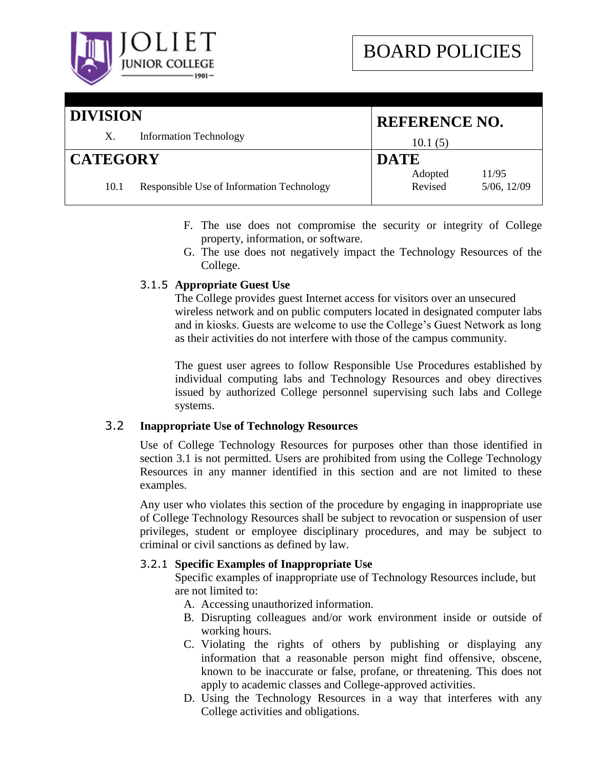F. The use does not compromise the security or integrity of College property, information, or software.
G. The use does not negatively impact the Technology Resources of the College.

#### 3.1.5 Appropriate Guest Use

The College provides guest Internet access for visitors over an unsecured wireless network and on public computers located in designated computer labs and in kiosks. Guests are welcome to use the College's Guest Network as long as their activities do not interfere with those of the campus community.

The guest user agrees to follow Responsible Use Procedures established by individual computing labs and Technology Resources and obey directives issued by authorized College personnel supervising such labs and College systems.

### 3.2 Inappropriate Use of Technology Resources

Use of College Technology Resources for purposes other than those identified in section 3.1 is not permitted. Users are prohibited from using the College Technology Resources in any manner identified in this section and are not limited to these examples.

Any user who violates this section of the procedure by engaging in inappropriate use of College Technology Resources shall be subject to revocation or suspension of user privileges, student or employee disciplinary procedures, and may be subject to criminal or civil sanctions as defined by law.

#### 3.2.1 Specific Examples of Inappropriate Use

Specific examples of inappropriate use of Technology Resources include, but are not limited to:

A. Accessing unauthorized information.
B. Disrupting colleagues and/or work environment inside or outside of working hours.
C. Violating the rights of others by publishing or displaying any information that a reasonable person might find offensive, obscene, known to be inaccurate or false, profane, or threatening. This does not apply to academic classes and College-approved activities.
D. Using the Technology Resources in a way that interferes with any College activities and obligations.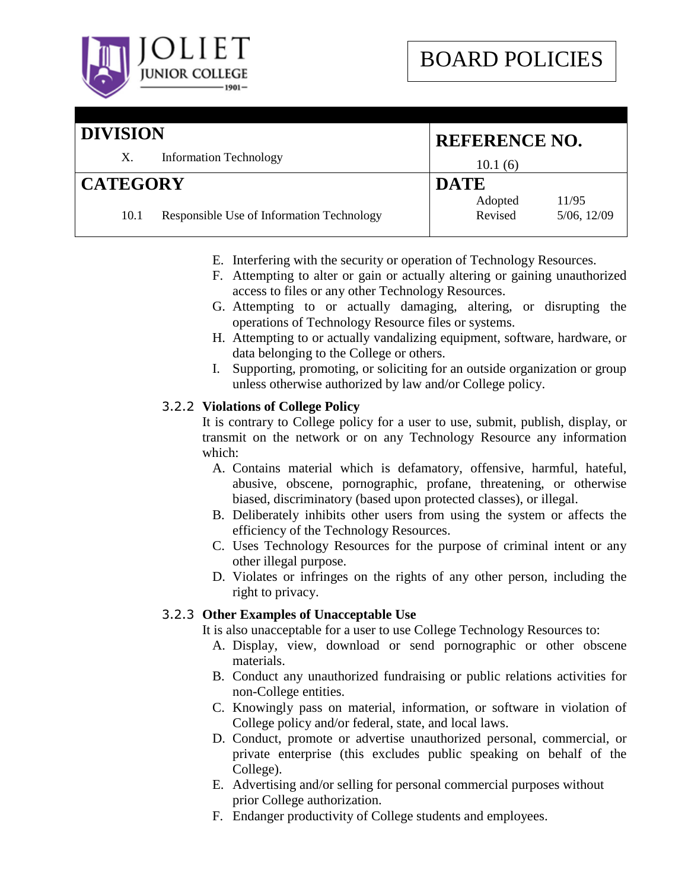E. Interfering with the security or operation of Technology Resources.
F. Attempting to alter or gain or actually altering or gaining unauthorized access to files or any other Technology Resources.
G. Attempting to or actually damaging, altering, or disrupting the operations of Technology Resource files or systems.
H. Attempting to or actually vandalizing equipment, software, hardware, or data belonging to the College or others.
I. Supporting, promoting, or soliciting for an outside organization or group unless otherwise authorized by law and/or College policy.

**3.2.2 Violations of College Policy**

It is contrary to College policy for a user to use, submit, publish, display, or transmit on the network or on any Technology Resource any information which:

A. Contains material which is defamatory, offensive, harmful, hateful, abusive, obscene, pornographic, profane, threatening, or otherwise biased, discriminatory (based upon protected classes), or illegal.
B. Deliberately inhibits other users from using the system or affects the efficiency of the Technology Resources.
C. Uses Technology Resources for the purpose of criminal intent or any other illegal purpose.
D. Violates or infringes on the rights of any other person, including the right to privacy.

**3.2.3 Other Examples of Unacceptable Use**

It is also unacceptable for a user to use College Technology Resources to:

A. Display, view, download or send pornographic or other obscene materials.
B. Conduct any unauthorized fundraising or public relations activities for non-College entities.
C. Knowingly pass on material, information, or software in violation of College policy and/or federal, state, and local laws.
D. Conduct, promote or advertise unauthorized personal, commercial, or private enterprise (this excludes public speaking on behalf of the College).
E. Advertising and/or selling for personal commercial purposes without prior College authorization.
F. Endanger productivity of College students and employees.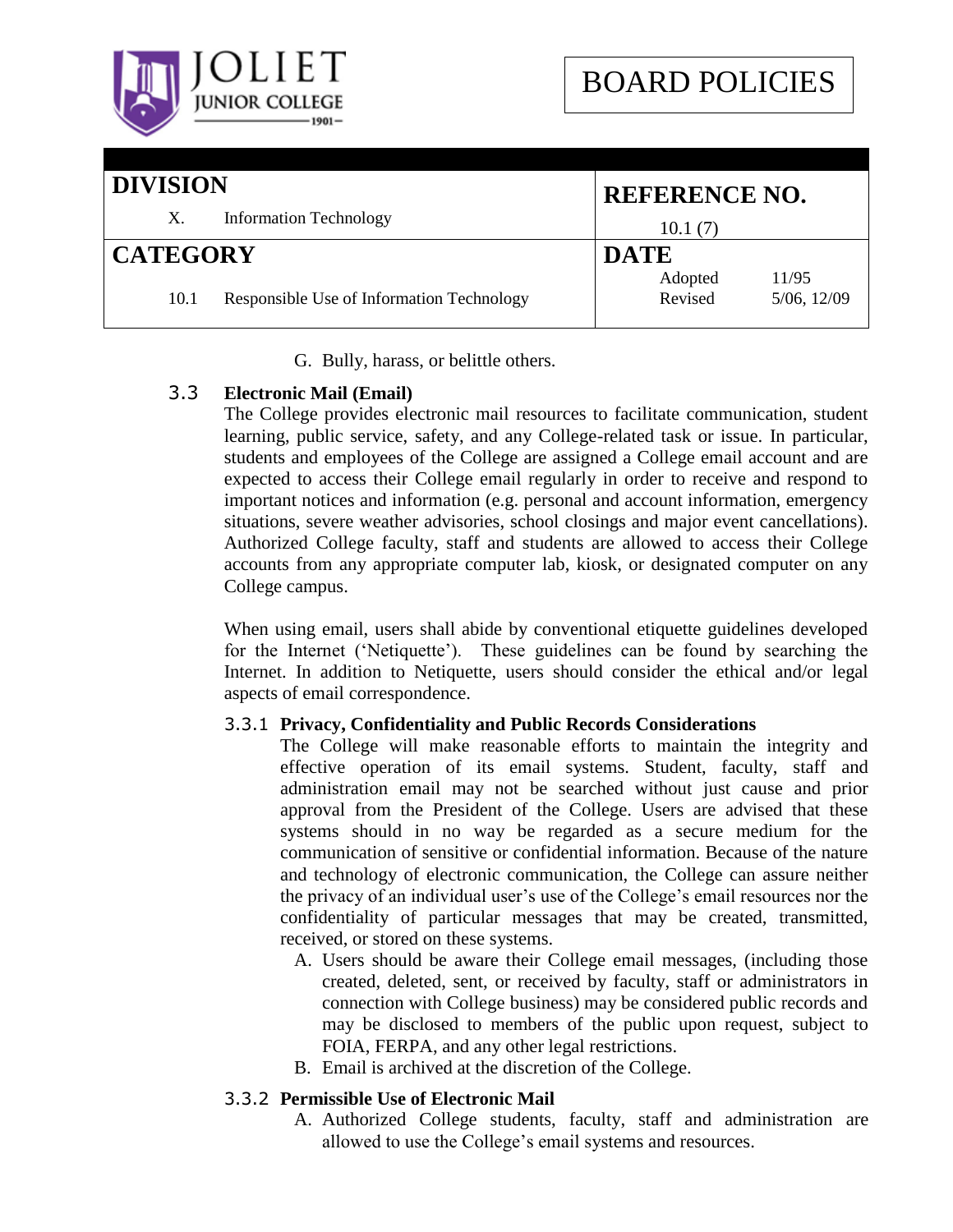G. Bully, harass, or belittle others.

### 3.3 Electronic Mail (Email)

The College provides electronic mail resources to facilitate communication, student learning, public service, safety, and any College-related task or issue. In particular, students and employees of the College are assigned a College email account and are expected to access their College email regularly in order to receive and respond to important notices and information (e.g. personal and account information, emergency situations, severe weather advisories, school closings and major event cancellations). Authorized College faculty, staff and students are allowed to access their College accounts from any appropriate computer lab, kiosk, or designated computer on any College campus.

When using email, users shall abide by conventional etiquette guidelines developed for the Internet ('Netiquette'). These guidelines can be found by searching the Internet. In addition to Netiquette, users should consider the ethical and/or legal aspects of email correspondence.

#### 3.3.1 Privacy, Confidentiality and Public Records Considerations

The College will make reasonable efforts to maintain the integrity and effective operation of its email systems. Student, faculty, staff and administration email may not be searched without just cause and prior approval from the President of the College. Users are advised that these systems should in no way be regarded as a secure medium for the communication of sensitive or confidential information. Because of the nature and technology of electronic communication, the College can assure neither the privacy of an individual user's use of the College's email resources nor the confidentiality of particular messages that may be created, transmitted, received, or stored on these systems.

A. Users should be aware their College email messages, (including those created, deleted, sent, or received by faculty, staff or administrators in connection with College business) may be considered public records and may be disclosed to members of the public upon request, subject to FOIA, FERPA, and any other legal restrictions.

B. Email is archived at the discretion of the College.

#### 3.3.2 Permissible Use of Electronic Mail

A. Authorized College students, faculty, staff and administration are allowed to use the College's email systems and resources.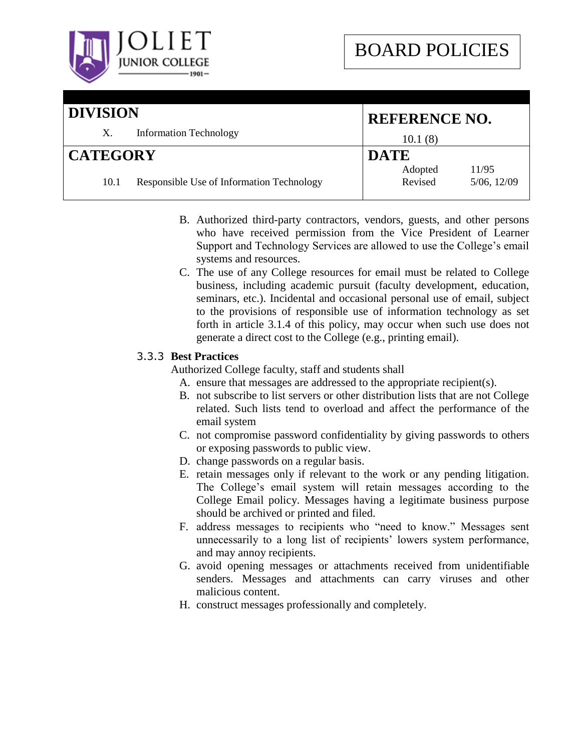B. Authorized third-party contractors, vendors, guests, and other persons who have received permission from the Vice President of Learner Support and Technology Services are allowed to use the College's email systems and resources.

C. The use of any College resources for email must be related to College business, including academic pursuit (faculty development, education, seminars, etc.). Incidental and occasional personal use of email, subject to the provisions of responsible use of information technology as set forth in article 3.1.4 of this policy, may occur when such use does not generate a direct cost to the College (e.g., printing email).

3.3.3 **Best Practices**

Authorized College faculty, staff and students shall

A. ensure that messages are addressed to the appropriate recipient(s).

B. not subscribe to list servers or other distribution lists that are not College related. Such lists tend to overload and affect the performance of the email system

C. not compromise password confidentiality by giving passwords to others or exposing passwords to public view.

D. change passwords on a regular basis.

E. retain messages only if relevant to the work or any pending litigation. The College's email system will retain messages according to the College Email policy. Messages having a legitimate business purpose should be archived or printed and filed.

F. address messages to recipients who "need to know." Messages sent unnecessarily to a long list of recipients' lowers system performance, and may annoy recipients.

G. avoid opening messages or attachments received from unidentifiable senders. Messages and attachments can carry viruses and other malicious content.

H. construct messages professionally and completely.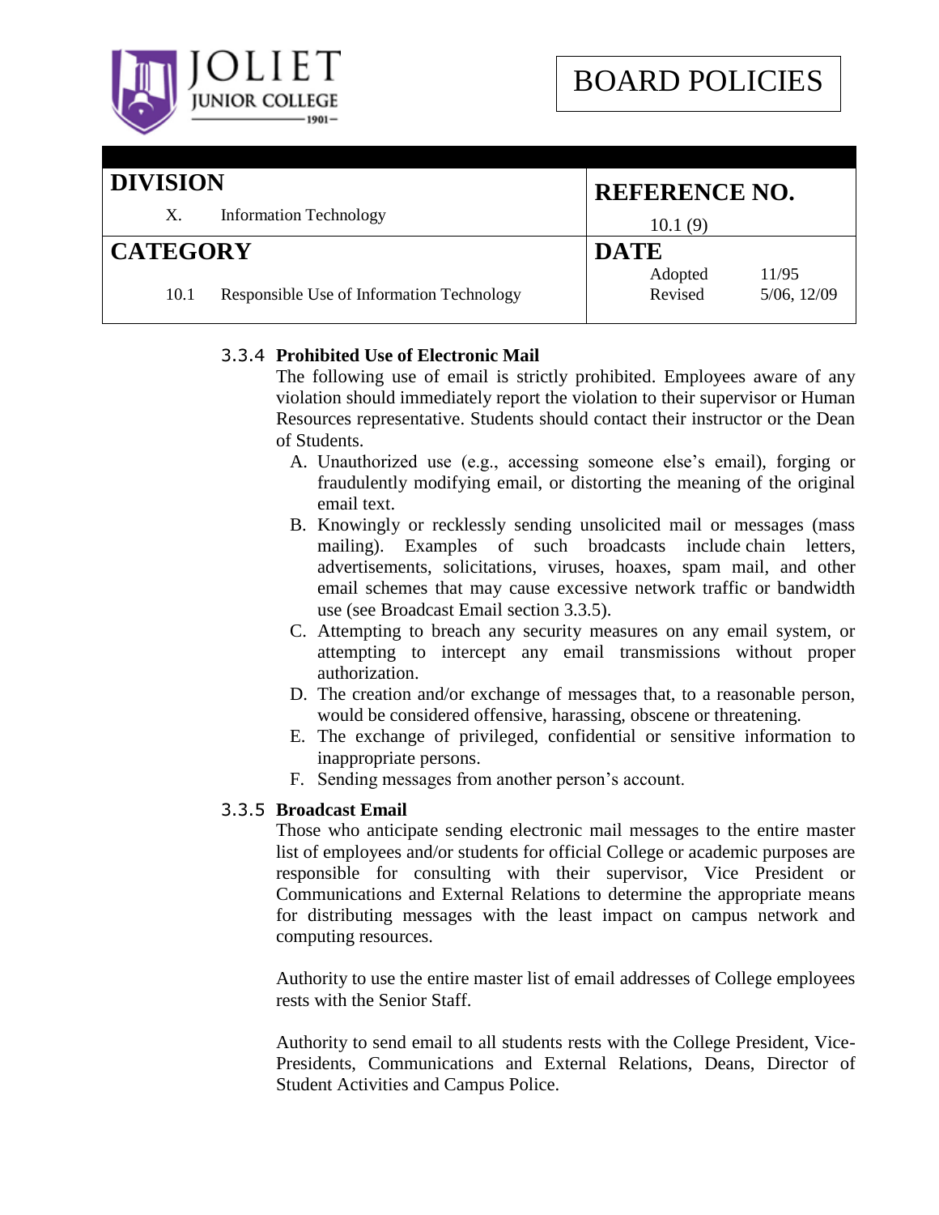| DIVISION | REFERENCE NO. |
| --- | --- |
| X. Information Technology | 10.1 (9) |
| **CATEGORY** | **DATE** |
| 10.1 Responsible Use of Information Technology | Adopted 11/95<br>Revised 5/06, 12/09 |

### 3.3.4 Prohibited Use of Electronic Mail

The following use of email is strictly prohibited. Employees aware of any violation should immediately report the violation to their supervisor or Human Resources representative. Students should contact their instructor or the Dean of Students.

A. Unauthorized use (e.g., accessing someone else's email), forging or fraudulently modifying email, or distorting the meaning of the original email text.

B. Knowingly or recklessly sending unsolicited mail or messages (mass mailing). Examples of such broadcasts include chain letters, advertisements, solicitations, viruses, hoaxes, spam mail, and other email schemes that may cause excessive network traffic or bandwidth use (see Broadcast Email section 3.3.5).

C. Attempting to breach any security measures on any email system, or attempting to intercept any email transmissions without proper authorization.

D. The creation and/or exchange of messages that, to a reasonable person, would be considered offensive, harassing, obscene or threatening.

E. The exchange of privileged, confidential or sensitive information to inappropriate persons.

F. Sending messages from another person's account.

### 3.3.5 Broadcast Email

Those who anticipate sending electronic mail messages to the entire master list of employees and/or students for official College or academic purposes are responsible for consulting with their supervisor, Vice President or Communications and External Relations to determine the appropriate means for distributing messages with the least impact on campus network and computing resources.

Authority to use the entire master list of email addresses of College employees rests with the Senior Staff.

Authority to send email to all students rests with the College President, Vice-Presidents, Communications and External Relations, Deans, Director of Student Activities and Campus Police.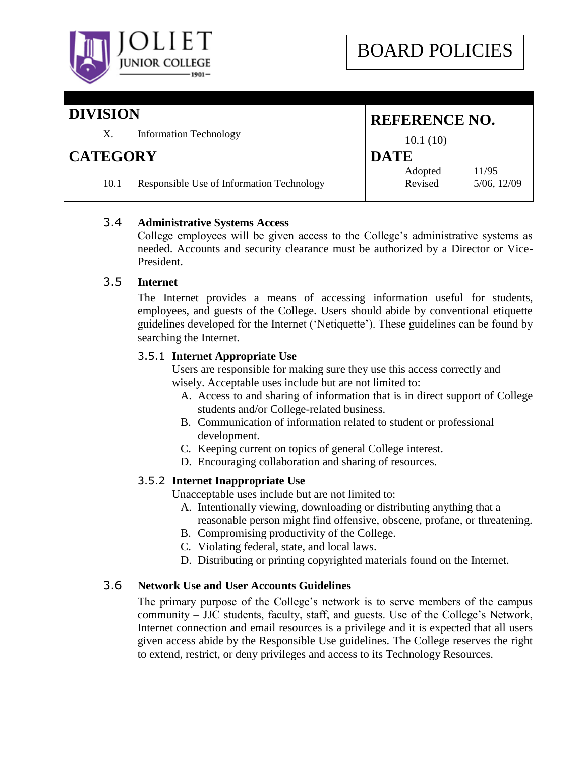| DIVISION | REFERENCE NO. |
|---|---|
| X. Information Technology | 10.1 (10) |
| **CATEGORY** | **DATE** |
| 10.1 Responsible Use of Information Technology | Adopted 11/95<br>Revised 5/06, 12/09 |

### 3.4 Administrative Systems Access

College employees will be given access to the College's administrative systems as needed. Accounts and security clearance must be authorized by a Director or Vice-President.

### 3.5 Internet

The Internet provides a means of accessing information useful for students, employees, and guests of the College. Users should abide by conventional etiquette guidelines developed for the Internet ('Netiquette'). These guidelines can be found by searching the Internet.

#### 3.5.1 Internet Appropriate Use

Users are responsible for making sure they use this access correctly and wisely. Acceptable uses include but are not limited to:

A. Access to and sharing of information that is in direct support of College students and/or College-related business.
B. Communication of information related to student or professional development.
C. Keeping current on topics of general College interest.
D. Encouraging collaboration and sharing of resources.

#### 3.5.2 Internet Inappropriate Use

Unacceptable uses include but are not limited to:

A. Intentionally viewing, downloading or distributing anything that a reasonable person might find offensive, obscene, profane, or threatening.
B. Compromising productivity of the College.
C. Violating federal, state, and local laws.
D. Distributing or printing copyrighted materials found on the Internet.

### 3.6 Network Use and User Accounts Guidelines

The primary purpose of the College's network is to serve members of the campus community – JJC students, faculty, staff, and guests. Use of the College's Network, Internet connection and email resources is a privilege and it is expected that all users given access abide by the Responsible Use guidelines. The College reserves the right to extend, restrict, or deny privileges and access to its Technology Resources.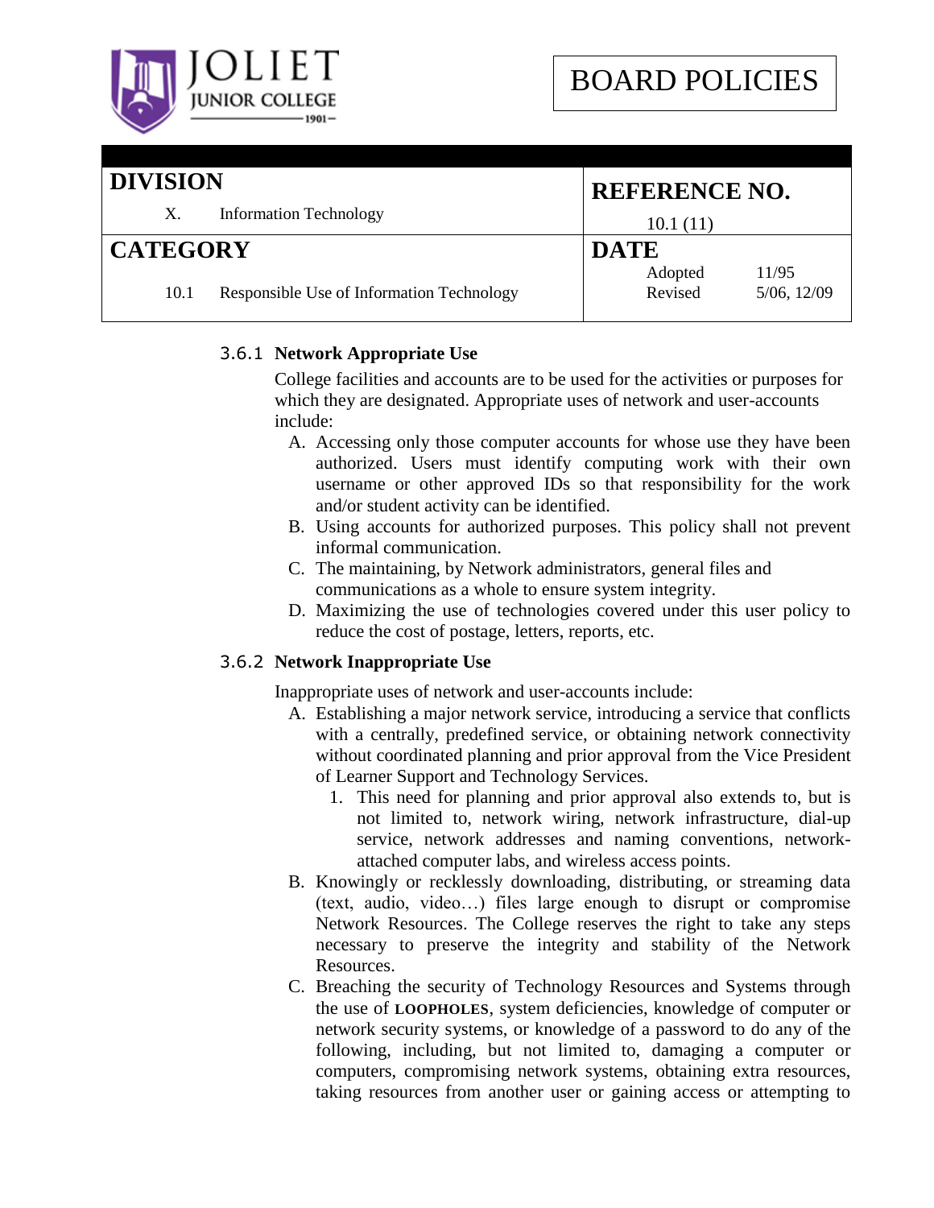| DIVISION | REFERENCE NO. |
|---|---|
| X. Information Technology | 10.1 (11) |
| **CATEGORY** | **DATE** |
| 10.1 Responsible Use of Information Technology | Adopted 11/95<br>Revised 5/06, 12/09 |

#### 3.6.1 Network Appropriate Use

College facilities and accounts are to be used for the activities or purposes for which they are designated. Appropriate uses of network and user-accounts include:

A. Accessing only those computer accounts for whose use they have been authorized. Users must identify computing work with their own username or other approved IDs so that responsibility for the work and/or student activity can be identified.
B. Using accounts for authorized purposes. This policy shall not prevent informal communication.
C. The maintaining, by Network administrators, general files and communications as a whole to ensure system integrity.
D. Maximizing the use of technologies covered under this user policy to reduce the cost of postage, letters, reports, etc.

#### 3.6.2 Network Inappropriate Use

Inappropriate uses of network and user-accounts include:

A. Establishing a major network service, introducing a service that conflicts with a centrally, predefined service, or obtaining network connectivity without coordinated planning and prior approval from the Vice President of Learner Support and Technology Services.
   1. This need for planning and prior approval also extends to, but is not limited to, network wiring, network infrastructure, dial-up service, network addresses and naming conventions, network-attached computer labs, and wireless access points.
B. Knowingly or recklessly downloading, distributing, or streaming data (text, audio, video…) files large enough to disrupt or compromise Network Resources. The College reserves the right to take any steps necessary to preserve the integrity and stability of the Network Resources.
C. Breaching the security of Technology Resources and Systems through the use of **LOOPHOLES**, system deficiencies, knowledge of computer or network security systems, or knowledge of a password to do any of the following, including, but not limited to, damaging a computer or computers, compromising network systems, obtaining extra resources, taking resources from another user or gaining access or attempting to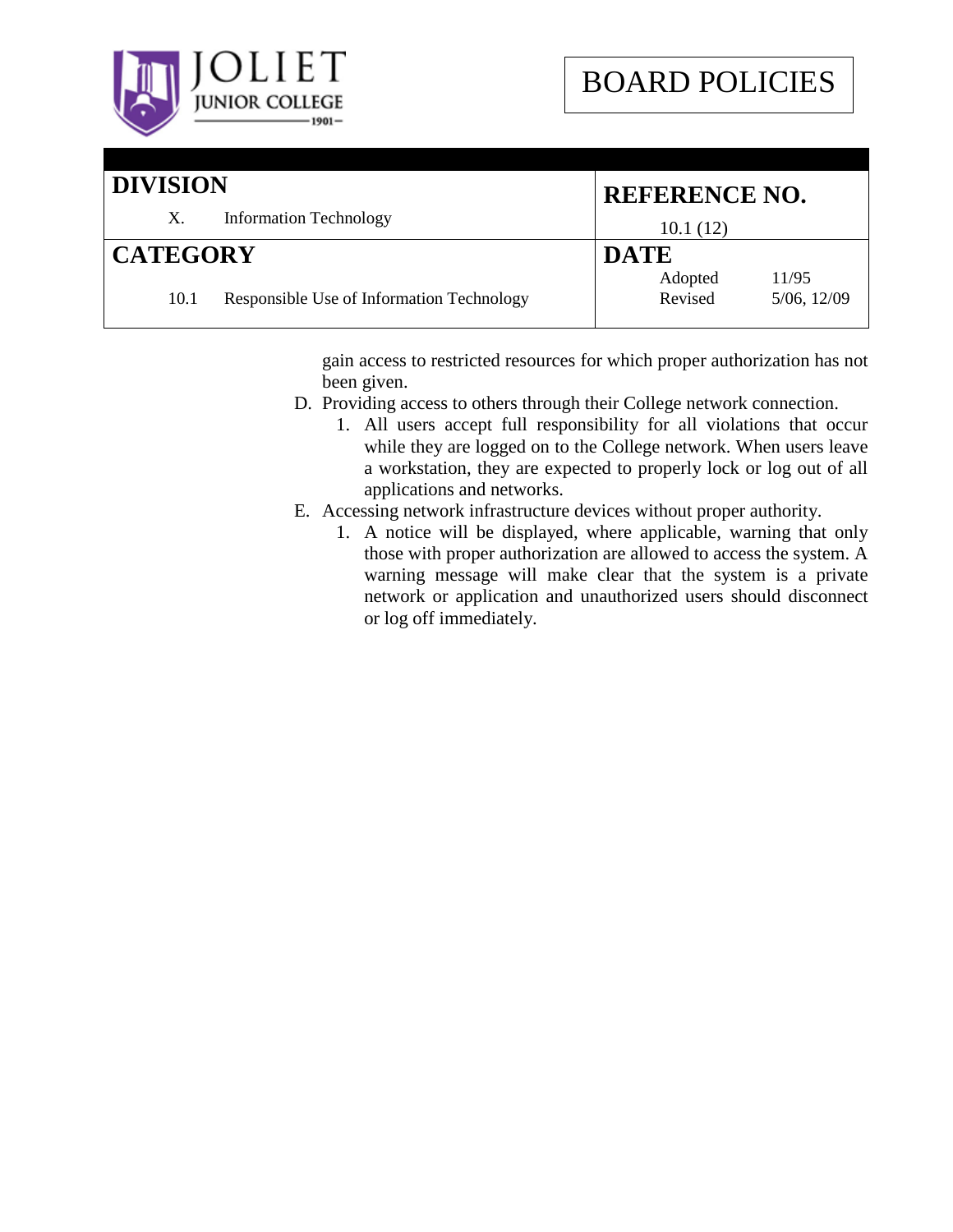| **DIVISION** | **REFERENCE NO.** | |
|---|---|---|
| X. Information Technology | 10.1 (12) | |
| **CATEGORY** | **DATE** | |
| 10.1 Responsible Use of Information Technology | Adopted | 11/95 |
| | Revised | 5/06, 12/09 |

gain access to restricted resources for which proper authorization has not been given.

D. Providing access to others through their College network connection.
    1. All users accept full responsibility for all violations that occur while they are logged on to the College network. When users leave a workstation, they are expected to properly lock or log out of all applications and networks.

E. Accessing network infrastructure devices without proper authority.
    1. A notice will be displayed, where applicable, warning that only those with proper authorization are allowed to access the system. A warning message will make clear that the system is a private network or application and unauthorized users should disconnect or log off immediately.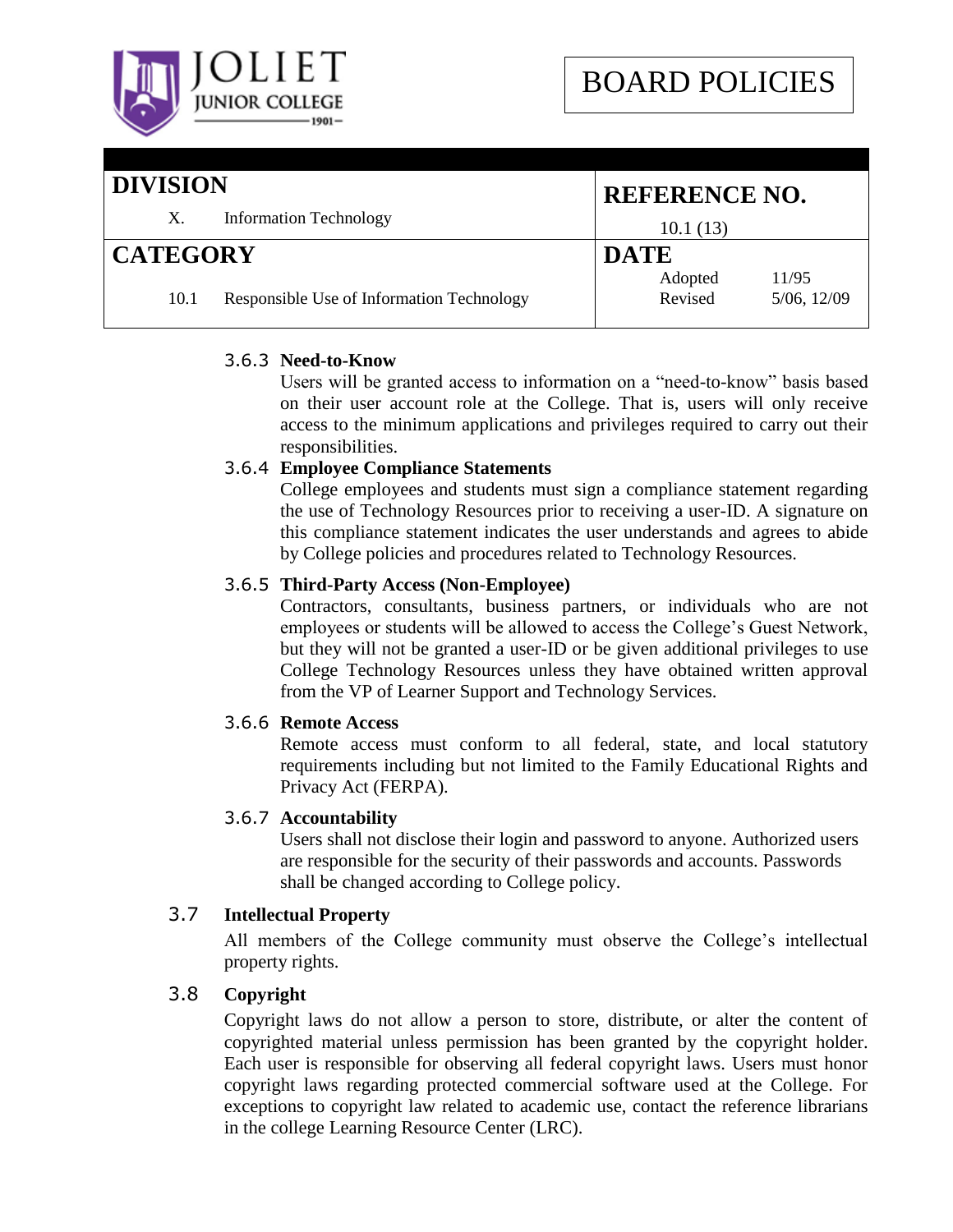| DIVISION | REFERENCE NO. |
|---|---|
| X. Information Technology | 10.1 (13) |
| **CATEGORY** | **DATE** |
| 10.1 Responsible Use of Information Technology | Adopted 11/95<br>Revised 5/06, 12/09 |

#### 3.6.3 Need-to-Know

Users will be granted access to information on a "need-to-know" basis based on their user account role at the College. That is, users will only receive access to the minimum applications and privileges required to carry out their responsibilities.

#### 3.6.4 Employee Compliance Statements

College employees and students must sign a compliance statement regarding the use of Technology Resources prior to receiving a user-ID. A signature on this compliance statement indicates the user understands and agrees to abide by College policies and procedures related to Technology Resources.

#### 3.6.5 Third-Party Access (Non-Employee)

Contractors, consultants, business partners, or individuals who are not employees or students will be allowed to access the College's Guest Network, but they will not be granted a user-ID or be given additional privileges to use College Technology Resources unless they have obtained written approval from the VP of Learner Support and Technology Services.

#### 3.6.6 Remote Access

Remote access must conform to all federal, state, and local statutory requirements including but not limited to the Family Educational Rights and Privacy Act (FERPA).

#### 3.6.7 Accountability

Users shall not disclose their login and password to anyone. Authorized users are responsible for the security of their passwords and accounts. Passwords shall be changed according to College policy.

### 3.7 Intellectual Property

All members of the College community must observe the College's intellectual property rights.

### 3.8 Copyright

Copyright laws do not allow a person to store, distribute, or alter the content of copyrighted material unless permission has been granted by the copyright holder. Each user is responsible for observing all federal copyright laws. Users must honor copyright laws regarding protected commercial software used at the College. For exceptions to copyright law related to academic use, contact the reference librarians in the college Learning Resource Center (LRC).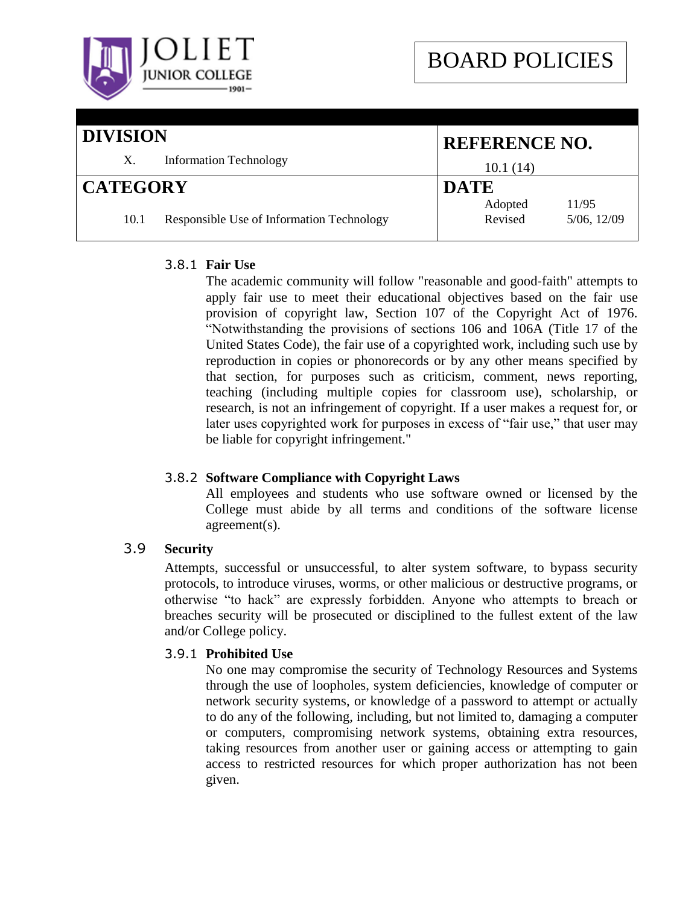| DIVISION | REFERENCE NO. |
|---|---|
| X. Information Technology | 10.1 (14) |
| **CATEGORY** | **DATE** |
| 10.1 Responsible Use of Information Technology | Adopted 11/95<br>Revised 5/06, 12/09 |

#### 3.8.1 Fair Use

The academic community will follow "reasonable and good-faith" attempts to apply fair use to meet their educational objectives based on the fair use provision of copyright law, Section 107 of the Copyright Act of 1976. "Notwithstanding the provisions of sections 106 and 106A (Title 17 of the United States Code), the fair use of a copyrighted work, including such use by reproduction in copies or phonorecords or by any other means specified by that section, for purposes such as criticism, comment, news reporting, teaching (including multiple copies for classroom use), scholarship, or research, is not an infringement of copyright. If a user makes a request for, or later uses copyrighted work for purposes in excess of "fair use," that user may be liable for copyright infringement."

#### 3.8.2 Software Compliance with Copyright Laws

All employees and students who use software owned or licensed by the College must abide by all terms and conditions of the software license agreement(s).

### 3.9 Security

Attempts, successful or unsuccessful, to alter system software, to bypass security protocols, to introduce viruses, worms, or other malicious or destructive programs, or otherwise "to hack" are expressly forbidden. Anyone who attempts to breach or breaches security will be prosecuted or disciplined to the fullest extent of the law and/or College policy.

#### 3.9.1 Prohibited Use

No one may compromise the security of Technology Resources and Systems through the use of loopholes, system deficiencies, knowledge of computer or network security systems, or knowledge of a password to attempt or actually to do any of the following, including, but not limited to, damaging a computer or computers, compromising network systems, obtaining extra resources, taking resources from another user or gaining access or attempting to gain access to restricted resources for which proper authorization has not been given.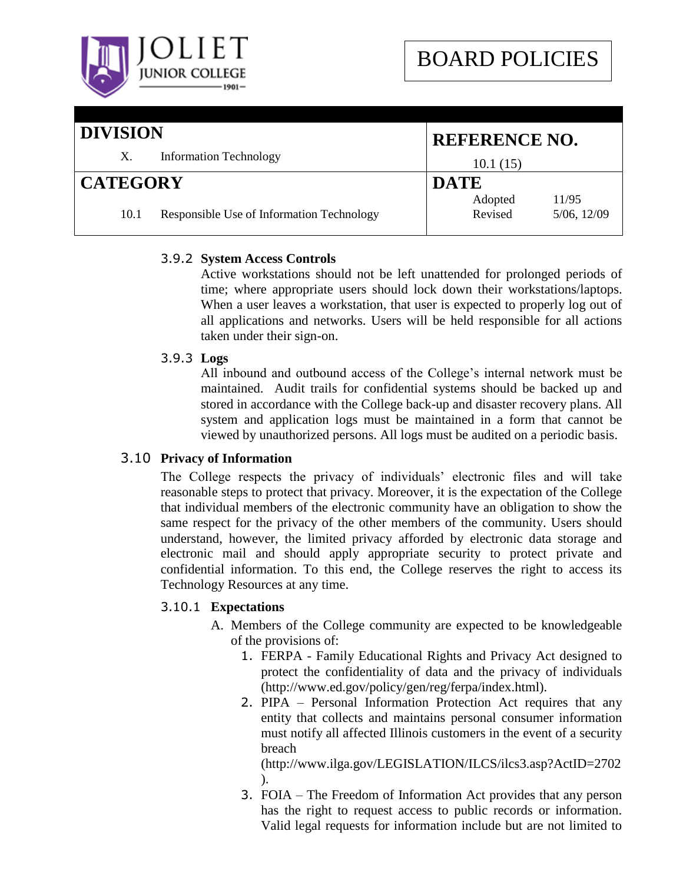| DIVISION | REFERENCE NO. |
|---|---|
| X. Information Technology | 10.1 (15) |
| **CATEGORY** | **DATE** |
| 10.1 Responsible Use of Information Technology | Adopted 11/95<br>Revised 5/06, 12/09 |

#### 3.9.2 System Access Controls

Active workstations should not be left unattended for prolonged periods of time; where appropriate users should lock down their workstations/laptops. When a user leaves a workstation, that user is expected to properly log out of all applications and networks. Users will be held responsible for all actions taken under their sign-on.

#### 3.9.3 Logs

All inbound and outbound access of the College's internal network must be maintained. Audit trails for confidential systems should be backed up and stored in accordance with the College back-up and disaster recovery plans. All system and application logs must be maintained in a form that cannot be viewed by unauthorized persons. All logs must be audited on a periodic basis.

### 3.10 Privacy of Information

The College respects the privacy of individuals' electronic files and will take reasonable steps to protect that privacy. Moreover, it is the expectation of the College that individual members of the electronic community have an obligation to show the same respect for the privacy of the other members of the community. Users should understand, however, the limited privacy afforded by electronic data storage and electronic mail and should apply appropriate security to protect private and confidential information. To this end, the College reserves the right to access its Technology Resources at any time.

#### 3.10.1 Expectations

A. Members of the College community are expected to be knowledgeable of the provisions of:
   1. FERPA - Family Educational Rights and Privacy Act designed to protect the confidentiality of data and the privacy of individuals (http://www.ed.gov/policy/gen/reg/ferpa/index.html).
   2. PIPA – Personal Information Protection Act requires that any entity that collects and maintains personal consumer information must notify all affected Illinois customers in the event of a security breach (http://www.ilga.gov/LEGISLATION/ILCS/ilcs3.asp?ActID=2702).
   3. FOIA – The Freedom of Information Act provides that any person has the right to request access to public records or information. Valid legal requests for information include but are not limited to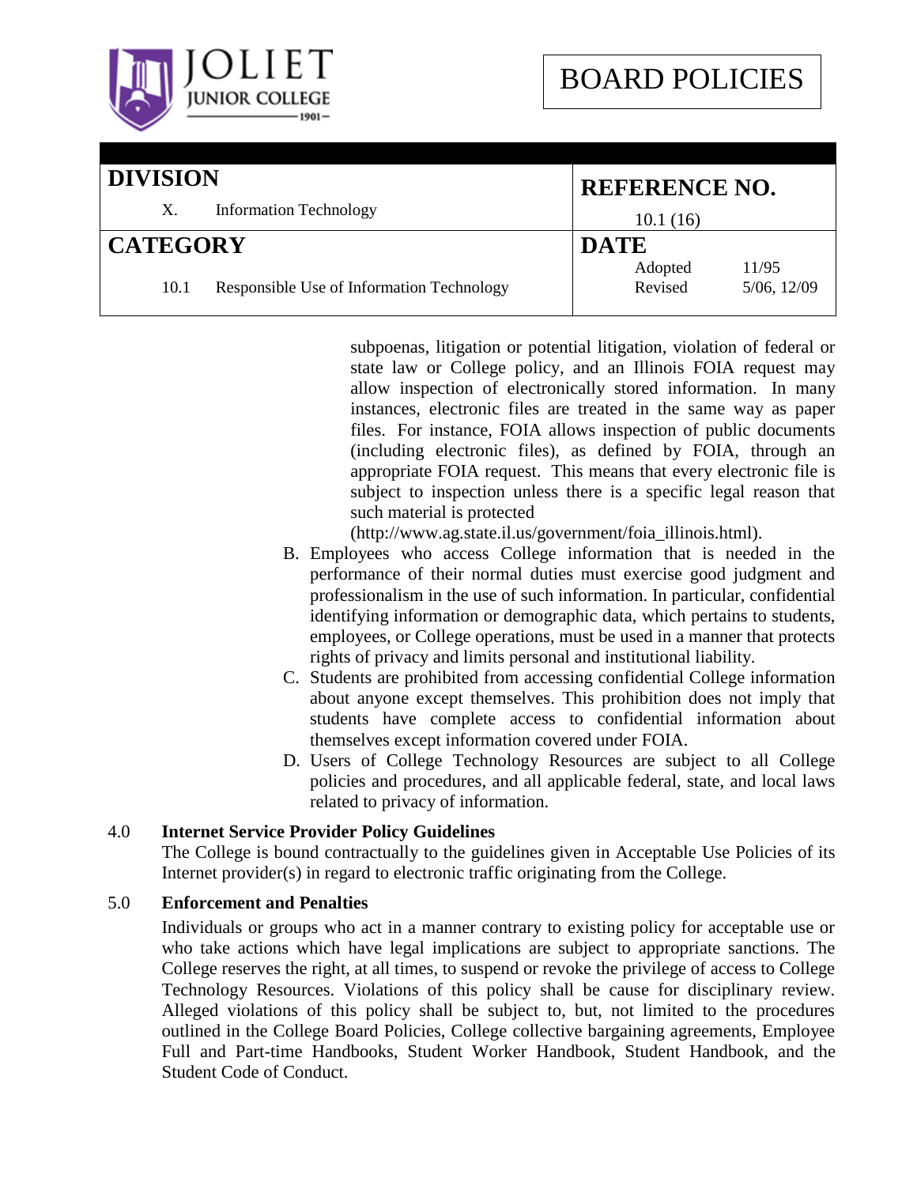subpoenas, litigation or potential litigation, violation of federal or state law or College policy, and an Illinois FOIA request may allow inspection of electronically stored information. In many instances, electronic files are treated in the same way as paper files. For instance, FOIA allows inspection of public documents (including electronic files), as defined by FOIA, through an appropriate FOIA request. This means that every electronic file is subject to inspection unless there is a specific legal reason that such material is protected (http://www.ag.state.il.us/government/foia_illinois.html).

B. Employees who access College information that is needed in the performance of their normal duties must exercise good judgment and professionalism in the use of such information. In particular, confidential identifying information or demographic data, which pertains to students, employees, or College operations, must be used in a manner that protects rights of privacy and limits personal and institutional liability.

C. Students are prohibited from accessing confidential College information about anyone except themselves. This prohibition does not imply that students have complete access to confidential information about themselves except information covered under FOIA.

D. Users of College Technology Resources are subject to all College policies and procedures, and all applicable federal, state, and local laws related to privacy of information.

## 4.0 Internet Service Provider Policy Guidelines

The College is bound contractually to the guidelines given in Acceptable Use Policies of its Internet provider(s) in regard to electronic traffic originating from the College.

## 5.0 Enforcement and Penalties

Individuals or groups who act in a manner contrary to existing policy for acceptable use or who take actions which have legal implications are subject to appropriate sanctions. The College reserves the right, at all times, to suspend or revoke the privilege of access to College Technology Resources. Violations of this policy shall be cause for disciplinary review. Alleged violations of this policy shall be subject to, but, not limited to the procedures outlined in the College Board Policies, College collective bargaining agreements, Employee Full and Part-time Handbooks, Student Worker Handbook, Student Handbook, and the Student Code of Conduct.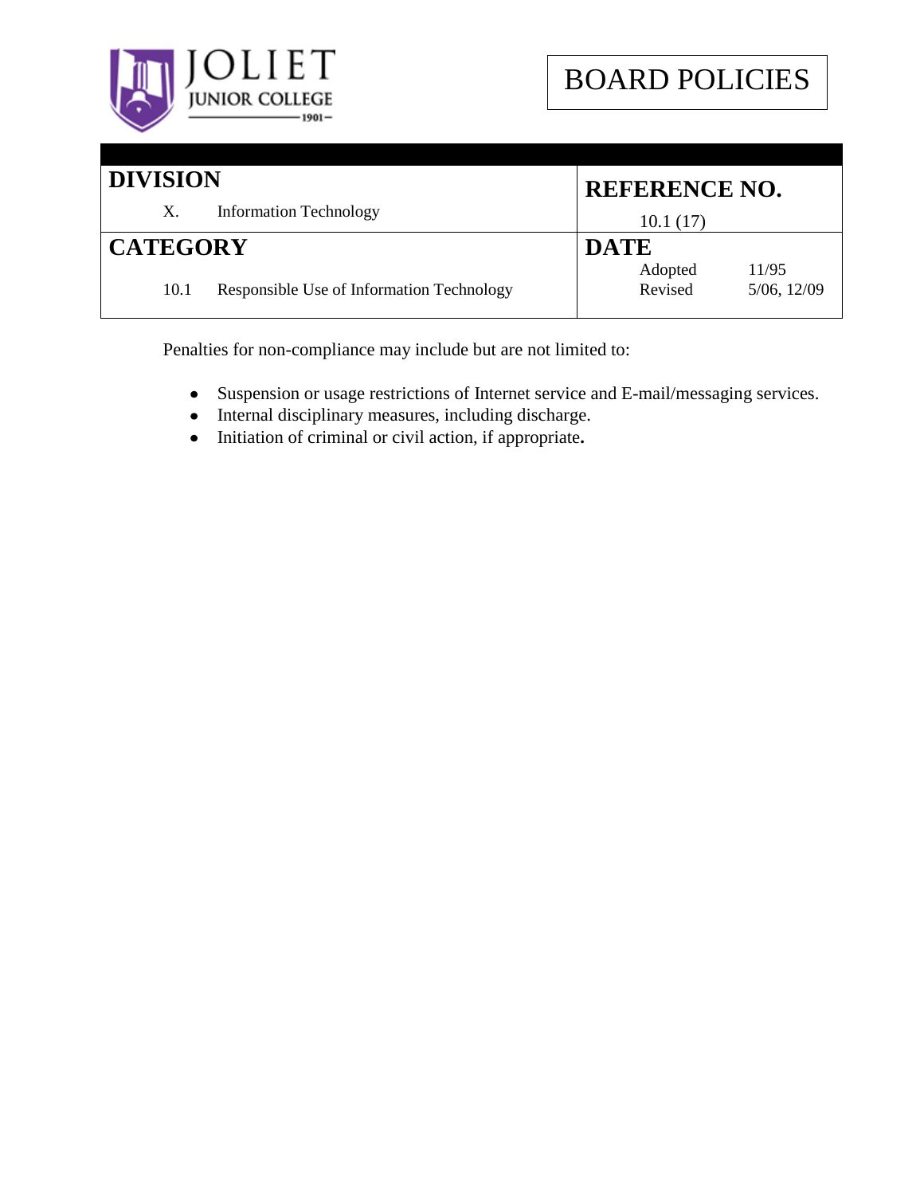BOARD POLICIES

| DIVISION | REFERENCE NO. |
| --- | --- |
| X. Information Technology | 10.1 (17) |
| **CATEGORY** | **DATE** |
| 10.1 Responsible Use of Information Technology | Adopted 11/95<br>Revised 5/06, 12/09 |

Penalties for non-compliance may include but are not limited to:

- Suspension or usage restrictions of Internet service and E-mail/messaging services.
- Internal disciplinary measures, including discharge.
- Initiation of criminal or civil action, if appropriate**.**